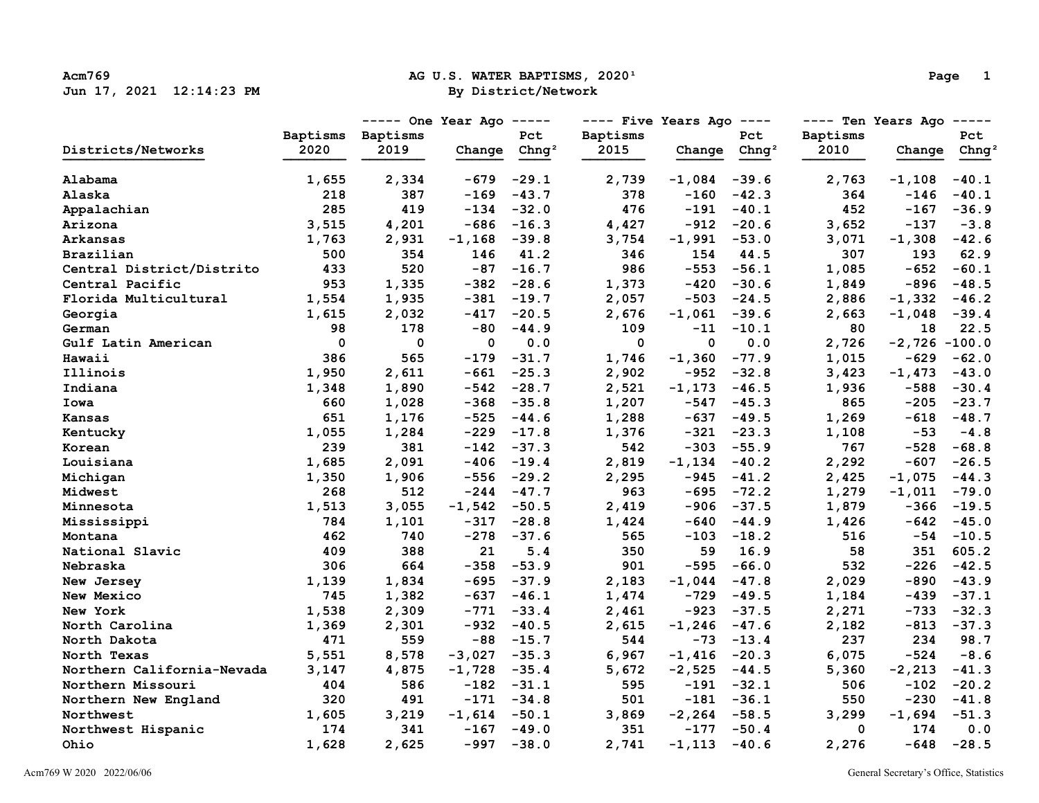# AG U.S. WATER BAPTISMS, 2020[1]

## By District/Network

Acm769
Jun 17, 2021 12:14:23 PM

| Districts/Networks | Baptisms 2020 | One Year Ago | | | Five Years Ago | | | Ten Years Ago | | |
|---|---|---|---|---|---|---|---|---|---|---|
| | | Baptisms 2019 | Change | Pct Chng[2] | Baptisms 2015 | Change | Pct Chng[2] | Baptisms 2010 | Change | Pct Chng[2] |
| Alabama | 1,655 | 2,334 | -679 | -29.1 | 2,739 | -1,084 | -39.6 | 2,763 | -1,108 | -40.1 |
| Alaska | 218 | 387 | -169 | -43.7 | 378 | -160 | -42.3 | 364 | -146 | -40.1 |
| Appalachian | 285 | 419 | -134 | -32.0 | 476 | -191 | -40.1 | 452 | -167 | -36.9 |
| Arizona | 3,515 | 4,201 | -686 | -16.3 | 4,427 | -912 | -20.6 | 3,652 | -137 | -3.8 |
| Arkansas | 1,763 | 2,931 | -1,168 | -39.8 | 3,754 | -1,991 | -53.0 | 3,071 | -1,308 | -42.6 |
| Brazilian | 500 | 354 | 146 | 41.2 | 346 | 154 | 44.5 | 307 | 193 | 62.9 |
| Central District/Distrito | 433 | 520 | -87 | -16.7 | 986 | -553 | -56.1 | 1,085 | -652 | -60.1 |
| Central Pacific | 953 | 1,335 | -382 | -28.6 | 1,373 | -420 | -30.6 | 1,849 | -896 | -48.5 |
| Florida Multicultural | 1,554 | 1,935 | -381 | -19.7 | 2,057 | -503 | -24.5 | 2,886 | -1,332 | -46.2 |
| Georgia | 1,615 | 2,032 | -417 | -20.5 | 2,676 | -1,061 | -39.6 | 2,663 | -1,048 | -39.4 |
| German | 98 | 178 | -80 | -44.9 | 109 | -11 | -10.1 | 80 | 18 | 22.5 |
| Gulf Latin American | 0 | 0 | 0 | 0.0 | 0 | 0 | 0.0 | 2,726 | -2,726 | -100.0 |
| Hawaii | 386 | 565 | -179 | -31.7 | 1,746 | -1,360 | -77.9 | 1,015 | -629 | -62.0 |
| Illinois | 1,950 | 2,611 | -661 | -25.3 | 2,902 | -952 | -32.8 | 3,423 | -1,473 | -43.0 |
| Indiana | 1,348 | 1,890 | -542 | -28.7 | 2,521 | -1,173 | -46.5 | 1,936 | -588 | -30.4 |
| Iowa | 660 | 1,028 | -368 | -35.8 | 1,207 | -547 | -45.3 | 865 | -205 | -23.7 |
| Kansas | 651 | 1,176 | -525 | -44.6 | 1,288 | -637 | -49.5 | 1,269 | -618 | -48.7 |
| Kentucky | 1,055 | 1,284 | -229 | -17.8 | 1,376 | -321 | -23.3 | 1,108 | -53 | -4.8 |
| Korean | 239 | 381 | -142 | -37.3 | 542 | -303 | -55.9 | 767 | -528 | -68.8 |
| Louisiana | 1,685 | 2,091 | -406 | -19.4 | 2,819 | -1,134 | -40.2 | 2,292 | -607 | -26.5 |
| Michigan | 1,350 | 1,906 | -556 | -29.2 | 2,295 | -945 | -41.2 | 2,425 | -1,075 | -44.3 |
| Midwest | 268 | 512 | -244 | -47.7 | 963 | -695 | -72.2 | 1,279 | -1,011 | -79.0 |
| Minnesota | 1,513 | 3,055 | -1,542 | -50.5 | 2,419 | -906 | -37.5 | 1,879 | -366 | -19.5 |
| Mississippi | 784 | 1,101 | -317 | -28.8 | 1,424 | -640 | -44.9 | 1,426 | -642 | -45.0 |
| Montana | 462 | 740 | -278 | -37.6 | 565 | -103 | -18.2 | 516 | -54 | -10.5 |
| National Slavic | 409 | 388 | 21 | 5.4 | 350 | 59 | 16.9 | 58 | 351 | 605.2 |
| Nebraska | 306 | 664 | -358 | -53.9 | 901 | -595 | -66.0 | 532 | -226 | -42.5 |
| New Jersey | 1,139 | 1,834 | -695 | -37.9 | 2,183 | -1,044 | -47.8 | 2,029 | -890 | -43.9 |
| New Mexico | 745 | 1,382 | -637 | -46.1 | 1,474 | -729 | -49.5 | 1,184 | -439 | -37.1 |
| New York | 1,538 | 2,309 | -771 | -33.4 | 2,461 | -923 | -37.5 | 2,271 | -733 | -32.3 |
| North Carolina | 1,369 | 2,301 | -932 | -40.5 | 2,615 | -1,246 | -47.6 | 2,182 | -813 | -37.3 |
| North Dakota | 471 | 559 | -88 | -15.7 | 544 | -73 | -13.4 | 237 | 234 | 98.7 |
| North Texas | 5,551 | 8,578 | -3,027 | -35.3 | 6,967 | -1,416 | -20.3 | 6,075 | -524 | -8.6 |
| Northern California-Nevada | 3,147 | 4,875 | -1,728 | -35.4 | 5,672 | -2,525 | -44.5 | 5,360 | -2,213 | -41.3 |
| Northern Missouri | 404 | 586 | -182 | -31.1 | 595 | -191 | -32.1 | 506 | -102 | -20.2 |
| Northern New England | 320 | 491 | -171 | -34.8 | 501 | -181 | -36.1 | 550 | -230 | -41.8 |
| Northwest | 1,605 | 3,219 | -1,614 | -50.1 | 3,869 | -2,264 | -58.5 | 3,299 | -1,694 | -51.3 |
| Northwest Hispanic | 174 | 341 | -167 | -49.0 | 351 | -177 | -50.4 | 0 | 174 | 0.0 |
| Ohio | 1,628 | 2,625 | -997 | -38.0 | 2,741 | -1,113 | -40.6 | 2,276 | -648 | -28.5 |

Acm769 W 2020 2022/06/06 General Secretary's Office, Statistics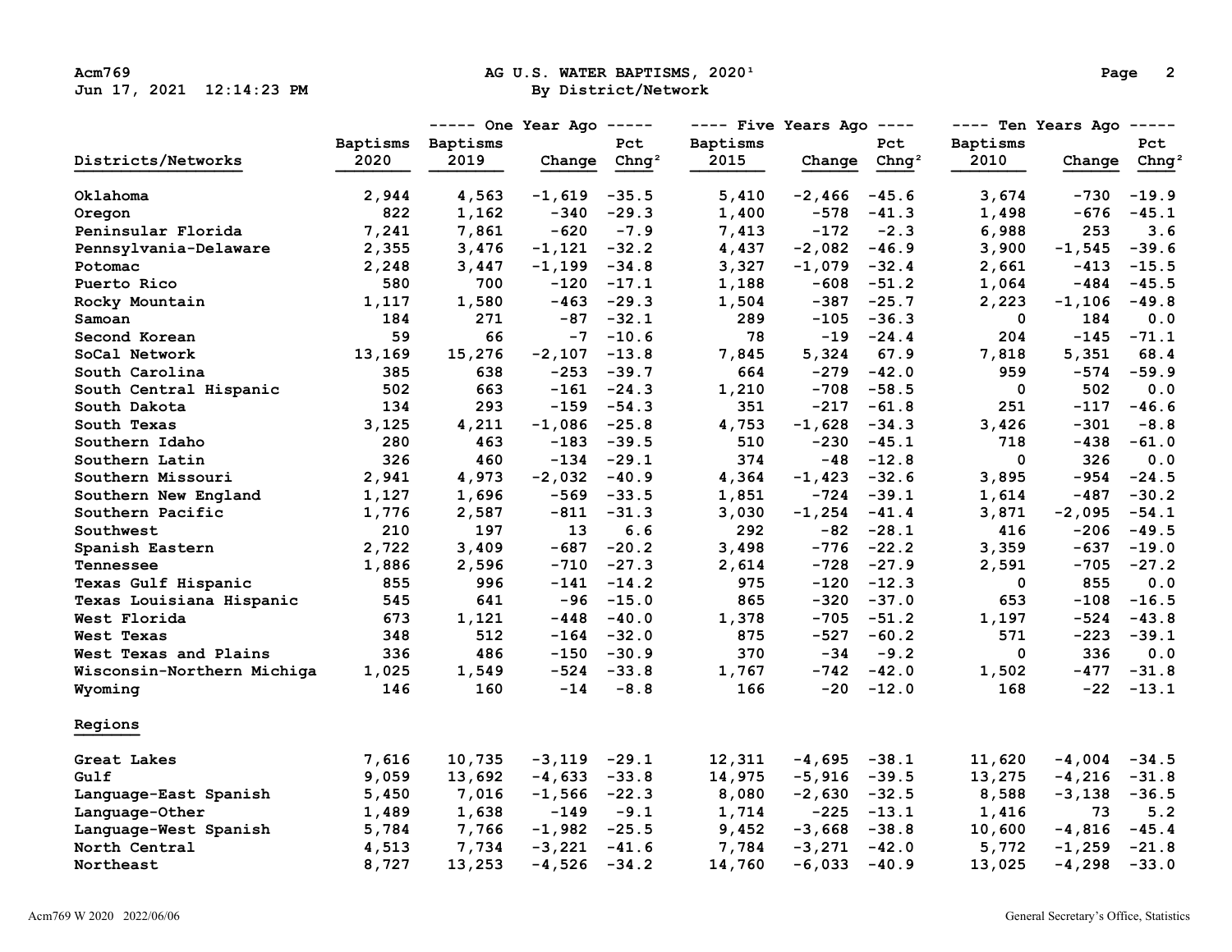# AG U.S. WATER BAPTISMS, 2020[1]

By District/Network

| Districts/Networks | Baptisms 2020 | One Year Ago: Baptisms 2019 | Change | Pct Chng[2] | Five Years Ago: Baptisms 2015 | Change | Pct Chng[2] | Ten Years Ago: Baptisms 2010 | Change | Pct Chng[2] |
|---|---|---|---|---|---|---|---|---|---|---|
| Oklahoma | 2,944 | 4,563 | -1,619 | -35.5 | 5,410 | -2,466 | -45.6 | 3,674 | -730 | -19.9 |
| Oregon | 822 | 1,162 | -340 | -29.3 | 1,400 | -578 | -41.3 | 1,498 | -676 | -45.1 |
| Peninsular Florida | 7,241 | 7,861 | -620 | -7.9 | 7,413 | -172 | -2.3 | 6,988 | 253 | 3.6 |
| Pennsylvania-Delaware | 2,355 | 3,476 | -1,121 | -32.2 | 4,437 | -2,082 | -46.9 | 3,900 | -1,545 | -39.6 |
| Potomac | 2,248 | 3,447 | -1,199 | -34.8 | 3,327 | -1,079 | -32.4 | 2,661 | -413 | -15.5 |
| Puerto Rico | 580 | 700 | -120 | -17.1 | 1,188 | -608 | -51.2 | 1,064 | -484 | -45.5 |
| Rocky Mountain | 1,117 | 1,580 | -463 | -29.3 | 1,504 | -387 | -25.7 | 2,223 | -1,106 | -49.8 |
| Samoan | 184 | 271 | -87 | -32.1 | 289 | -105 | -36.3 | 0 | 184 | 0.0 |
| Second Korean | 59 | 66 | -7 | -10.6 | 78 | -19 | -24.4 | 204 | -145 | -71.1 |
| SoCal Network | 13,169 | 15,276 | -2,107 | -13.8 | 7,845 | 5,324 | 67.9 | 7,818 | 5,351 | 68.4 |
| South Carolina | 385 | 638 | -253 | -39.7 | 664 | -279 | -42.0 | 959 | -574 | -59.9 |
| South Central Hispanic | 502 | 663 | -161 | -24.3 | 1,210 | -708 | -58.5 | 0 | 502 | 0.0 |
| South Dakota | 134 | 293 | -159 | -54.3 | 351 | -217 | -61.8 | 251 | -117 | -46.6 |
| South Texas | 3,125 | 4,211 | -1,086 | -25.8 | 4,753 | -1,628 | -34.3 | 3,426 | -301 | -8.8 |
| Southern Idaho | 280 | 463 | -183 | -39.5 | 510 | -230 | -45.1 | 718 | -438 | -61.0 |
| Southern Latin | 326 | 460 | -134 | -29.1 | 374 | -48 | -12.8 | 0 | 326 | 0.0 |
| Southern Missouri | 2,941 | 4,973 | -2,032 | -40.9 | 4,364 | -1,423 | -32.6 | 3,895 | -954 | -24.5 |
| Southern New England | 1,127 | 1,696 | -569 | -33.5 | 1,851 | -724 | -39.1 | 1,614 | -487 | -30.2 |
| Southern Pacific | 1,776 | 2,587 | -811 | -31.3 | 3,030 | -1,254 | -41.4 | 3,871 | -2,095 | -54.1 |
| Southwest | 210 | 197 | 13 | 6.6 | 292 | -82 | -28.1 | 416 | -206 | -49.5 |
| Spanish Eastern | 2,722 | 3,409 | -687 | -20.2 | 3,498 | -776 | -22.2 | 3,359 | -637 | -19.0 |
| Tennessee | 1,886 | 2,596 | -710 | -27.3 | 2,614 | -728 | -27.9 | 2,591 | -705 | -27.2 |
| Texas Gulf Hispanic | 855 | 996 | -141 | -14.2 | 975 | -120 | -12.3 | 0 | 855 | 0.0 |
| Texas Louisiana Hispanic | 545 | 641 | -96 | -15.0 | 865 | -320 | -37.0 | 653 | -108 | -16.5 |
| West Florida | 673 | 1,121 | -448 | -40.0 | 1,378 | -705 | -51.2 | 1,197 | -524 | -43.8 |
| West Texas | 348 | 512 | -164 | -32.0 | 875 | -527 | -60.2 | 571 | -223 | -39.1 |
| West Texas and Plains | 336 | 486 | -150 | -30.9 | 370 | -34 | -9.2 | 0 | 336 | 0.0 |
| Wisconsin-Northern Michiga | 1,025 | 1,549 | -524 | -33.8 | 1,767 | -742 | -42.0 | 1,502 | -477 | -31.8 |
| Wyoming | 146 | 160 | -14 | -8.8 | 166 | -20 | -12.0 | 168 | -22 | -13.1 |

## Regions

| Regions | Baptisms 2020 | One Year Ago: Baptisms 2019 | Change | Pct Chng[2] | Five Years Ago: Baptisms 2015 | Change | Pct Chng[2] | Ten Years Ago: Baptisms 2010 | Change | Pct Chng[2] |
|---|---|---|---|---|---|---|---|---|---|---|
| Great Lakes | 7,616 | 10,735 | -3,119 | -29.1 | 12,311 | -4,695 | -38.1 | 11,620 | -4,004 | -34.5 |
| Gulf | 9,059 | 13,692 | -4,633 | -33.8 | 14,975 | -5,916 | -39.5 | 13,275 | -4,216 | -31.8 |
| Language-East Spanish | 5,450 | 7,016 | -1,566 | -22.3 | 8,080 | -2,630 | -32.5 | 8,588 | -3,138 | -36.5 |
| Language-Other | 1,489 | 1,638 | -149 | -9.1 | 1,714 | -225 | -13.1 | 1,416 | 73 | 5.2 |
| Language-West Spanish | 5,784 | 7,766 | -1,982 | -25.5 | 9,452 | -3,668 | -38.8 | 10,600 | -4,816 | -45.4 |
| North Central | 4,513 | 7,734 | -3,221 | -41.6 | 7,784 | -3,271 | -42.0 | 5,772 | -1,259 | -21.8 |
| Northeast | 8,727 | 13,253 | -4,526 | -34.2 | 14,760 | -6,033 | -40.9 | 13,025 | -4,298 | -33.0 |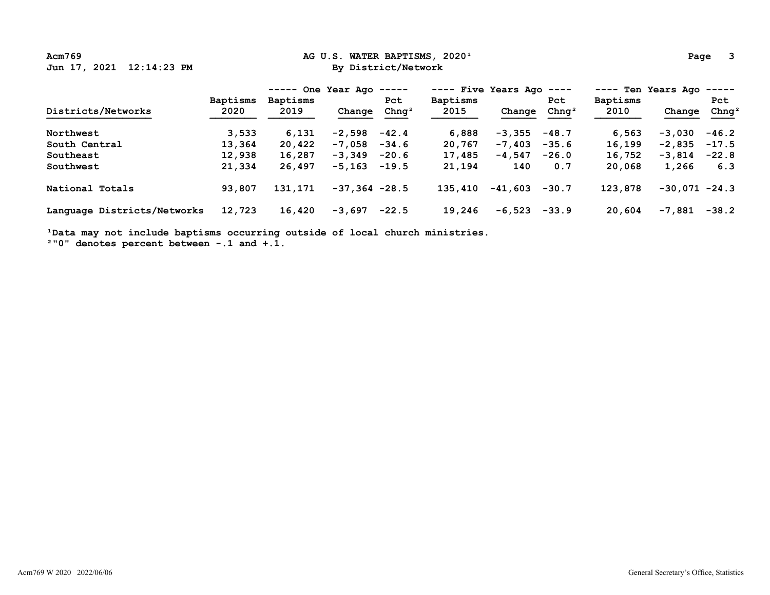# AG U.S. WATER BAPTISMS, 2020[1]

## By District/Network

| Districts/Networks | Baptisms 2020 | One Year Ago: Baptisms 2019 | Change | Pct Chng[2] | Five Years Ago: Baptisms 2015 | Change | Pct Chng[2] | Ten Years Ago: Baptisms 2010 | Change | Pct Chng[2] |
|---|---|---|---|---|---|---|---|---|---|---|
| Northwest | 3,533 | 6,131 | -2,598 | -42.4 | 6,888 | -3,355 | -48.7 | 6,563 | -3,030 | -46.2 |
| South Central | 13,364 | 20,422 | -7,058 | -34.6 | 20,767 | -7,403 | -35.6 | 16,199 | -2,835 | -17.5 |
| Southeast | 12,938 | 16,287 | -3,349 | -20.6 | 17,485 | -4,547 | -26.0 | 16,752 | -3,814 | -22.8 |
| Southwest | 21,334 | 26,497 | -5,163 | -19.5 | 21,194 | 140 | 0.7 | 20,068 | 1,266 | 6.3 |
| National Totals | 93,807 | 131,171 | -37,364 | -28.5 | 135,410 | -41,603 | -30.7 | 123,878 | -30,071 | -24.3 |
| Language Districts/Networks | 12,723 | 16,420 | -3,697 | -22.5 | 19,246 | -6,523 | -33.9 | 20,604 | -7,881 | -38.2 |

[1]Data may not include baptisms occurring outside of local church ministries.
[2]"0" denotes percent between -.1 and +.1.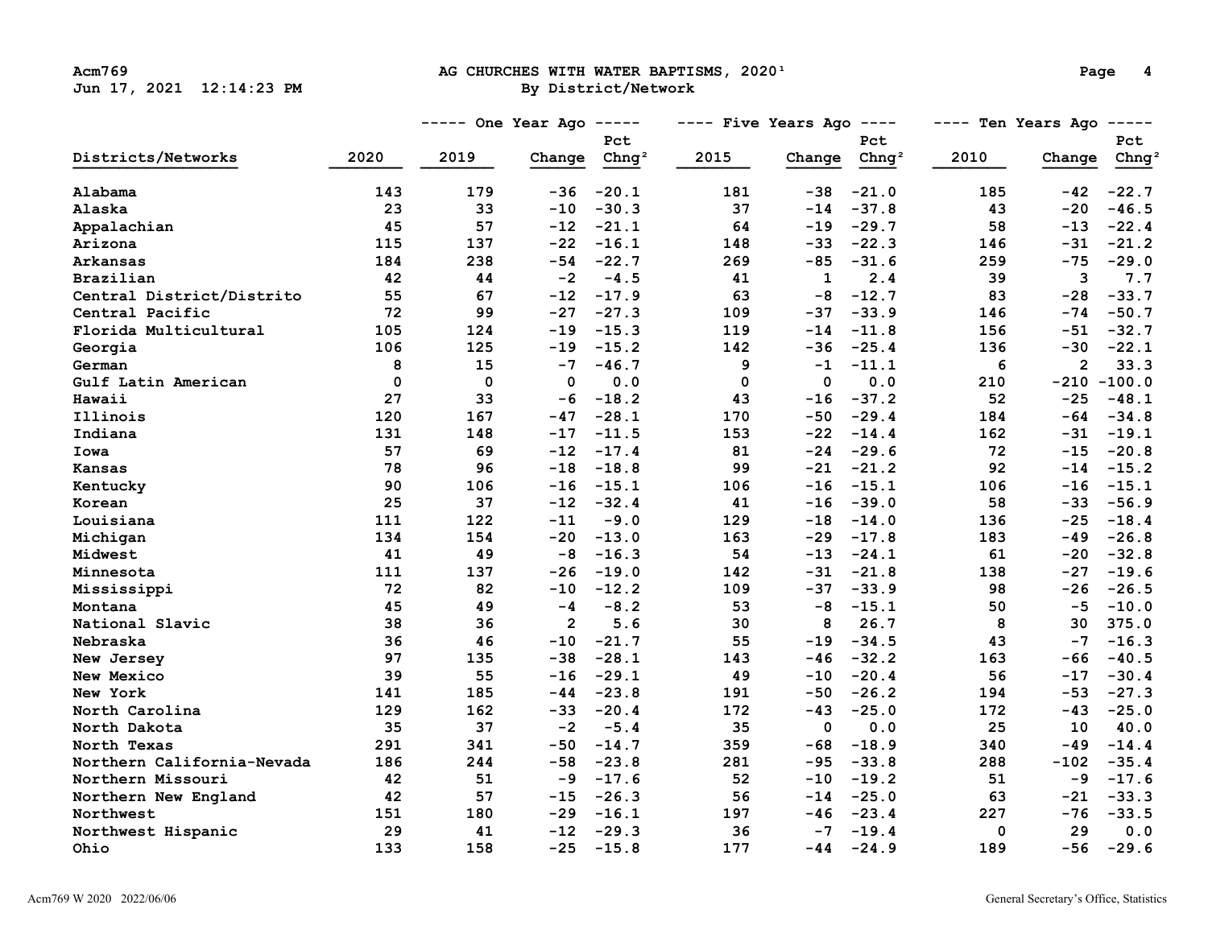# AG CHURCHES WITH WATER BAPTISMS, 2020[1]

By District/Network

| Districts/Networks | 2020 | One Year Ago: 2019 | Change | Pct Chng[2] | Five Years Ago: 2015 | Change | Pct Chng[2] | Ten Years Ago: 2010 | Change | Pct Chng[2] |
|---|---|---|---|---|---|---|---|---|---|---|
| Alabama | 143 | 179 | -36 | -20.1 | 181 | -38 | -21.0 | 185 | -42 | -22.7 |
| Alaska | 23 | 33 | -10 | -30.3 | 37 | -14 | -37.8 | 43 | -20 | -46.5 |
| Appalachian | 45 | 57 | -12 | -21.1 | 64 | -19 | -29.7 | 58 | -13 | -22.4 |
| Arizona | 115 | 137 | -22 | -16.1 | 148 | -33 | -22.3 | 146 | -31 | -21.2 |
| Arkansas | 184 | 238 | -54 | -22.7 | 269 | -85 | -31.6 | 259 | -75 | -29.0 |
| Brazilian | 42 | 44 | -2 | -4.5 | 41 | 1 | 2.4 | 39 | 3 | 7.7 |
| Central District/Distrito | 55 | 67 | -12 | -17.9 | 63 | -8 | -12.7 | 83 | -28 | -33.7 |
| Central Pacific | 72 | 99 | -27 | -27.3 | 109 | -37 | -33.9 | 146 | -74 | -50.7 |
| Florida Multicultural | 105 | 124 | -19 | -15.3 | 119 | -14 | -11.8 | 156 | -51 | -32.7 |
| Georgia | 106 | 125 | -19 | -15.2 | 142 | -36 | -25.4 | 136 | -30 | -22.1 |
| German | 8 | 15 | -7 | -46.7 | 9 | -1 | -11.1 | 6 | 2 | 33.3 |
| Gulf Latin American | 0 | 0 | 0 | 0.0 | 0 | 0 | 0.0 | 210 | -210 | -100.0 |
| Hawaii | 27 | 33 | -6 | -18.2 | 43 | -16 | -37.2 | 52 | -25 | -48.1 |
| Illinois | 120 | 167 | -47 | -28.1 | 170 | -50 | -29.4 | 184 | -64 | -34.8 |
| Indiana | 131 | 148 | -17 | -11.5 | 153 | -22 | -14.4 | 162 | -31 | -19.1 |
| Iowa | 57 | 69 | -12 | -17.4 | 81 | -24 | -29.6 | 72 | -15 | -20.8 |
| Kansas | 78 | 96 | -18 | -18.8 | 99 | -21 | -21.2 | 92 | -14 | -15.2 |
| Kentucky | 90 | 106 | -16 | -15.1 | 106 | -16 | -15.1 | 106 | -16 | -15.1 |
| Korean | 25 | 37 | -12 | -32.4 | 41 | -16 | -39.0 | 58 | -33 | -56.9 |
| Louisiana | 111 | 122 | -11 | -9.0 | 129 | -18 | -14.0 | 136 | -25 | -18.4 |
| Michigan | 134 | 154 | -20 | -13.0 | 163 | -29 | -17.8 | 183 | -49 | -26.8 |
| Midwest | 41 | 49 | -8 | -16.3 | 54 | -13 | -24.1 | 61 | -20 | -32.8 |
| Minnesota | 111 | 137 | -26 | -19.0 | 142 | -31 | -21.8 | 138 | -27 | -19.6 |
| Mississippi | 72 | 82 | -10 | -12.2 | 109 | -37 | -33.9 | 98 | -26 | -26.5 |
| Montana | 45 | 49 | -4 | -8.2 | 53 | -8 | -15.1 | 50 | -5 | -10.0 |
| National Slavic | 38 | 36 | 2 | 5.6 | 30 | 8 | 26.7 | 8 | 30 | 375.0 |
| Nebraska | 36 | 46 | -10 | -21.7 | 55 | -19 | -34.5 | 43 | -7 | -16.3 |
| New Jersey | 97 | 135 | -38 | -28.1 | 143 | -46 | -32.2 | 163 | -66 | -40.5 |
| New Mexico | 39 | 55 | -16 | -29.1 | 49 | -10 | -20.4 | 56 | -17 | -30.4 |
| New York | 141 | 185 | -44 | -23.8 | 191 | -50 | -26.2 | 194 | -53 | -27.3 |
| North Carolina | 129 | 162 | -33 | -20.4 | 172 | -43 | -25.0 | 172 | -43 | -25.0 |
| North Dakota | 35 | 37 | -2 | -5.4 | 35 | 0 | 0.0 | 25 | 10 | 40.0 |
| North Texas | 291 | 341 | -50 | -14.7 | 359 | -68 | -18.9 | 340 | -49 | -14.4 |
| Northern California-Nevada | 186 | 244 | -58 | -23.8 | 281 | -95 | -33.8 | 288 | -102 | -35.4 |
| Northern Missouri | 42 | 51 | -9 | -17.6 | 52 | -10 | -19.2 | 51 | -9 | -17.6 |
| Northern New England | 42 | 57 | -15 | -26.3 | 56 | -14 | -25.0 | 63 | -21 | -33.3 |
| Northwest | 151 | 180 | -29 | -16.1 | 197 | -46 | -23.4 | 227 | -76 | -33.5 |
| Northwest Hispanic | 29 | 41 | -12 | -29.3 | 36 | -7 | -19.4 | 0 | 29 | 0.0 |
| Ohio | 133 | 158 | -25 | -15.8 | 177 | -44 | -24.9 | 189 | -56 | -29.6 |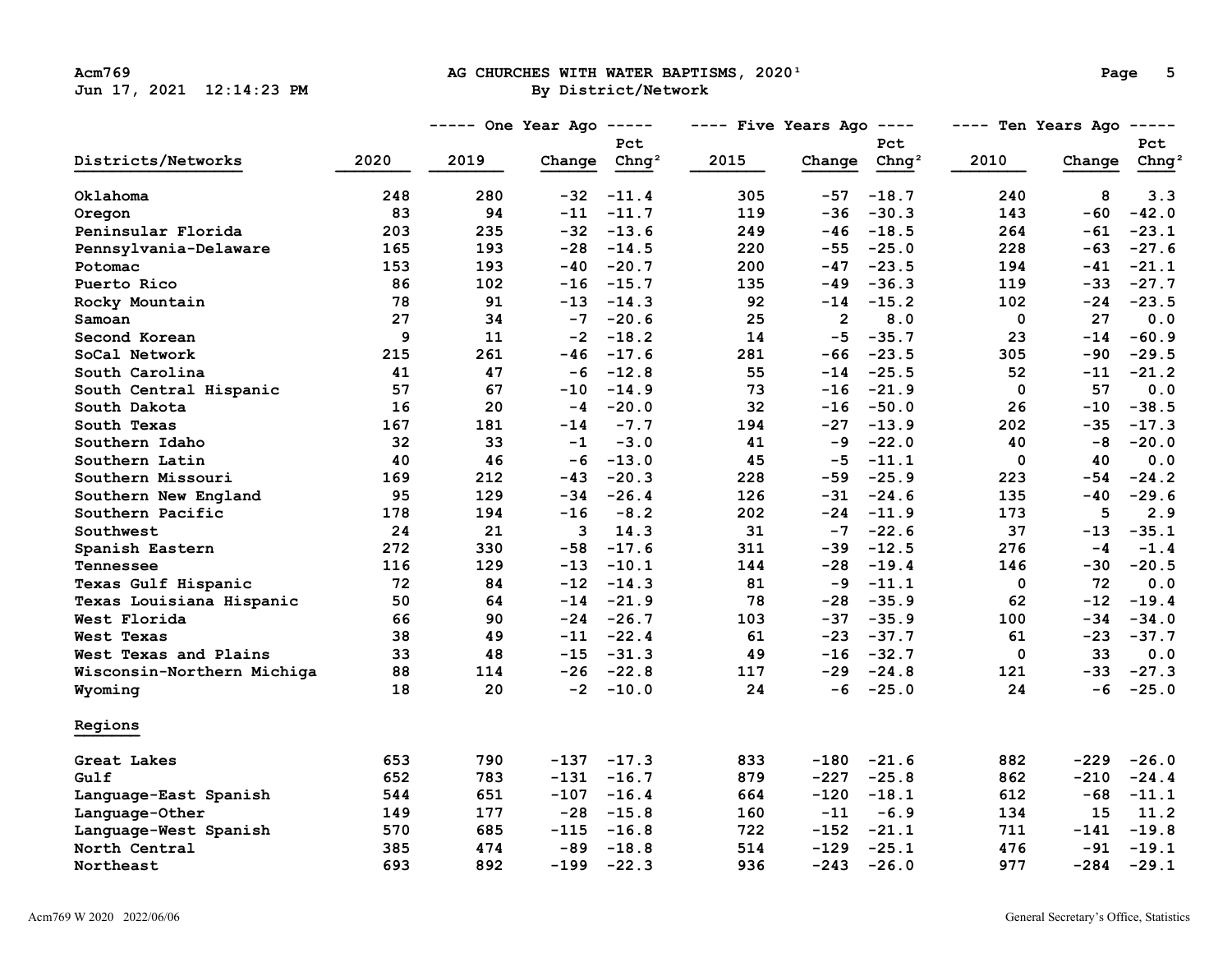# AG CHURCHES WITH WATER BAPTISMS, 2020[1]

By District/Network

| Districts/Networks | 2020 | One Year Ago 2019 | Change | Pct Chng[2] | Five Years Ago 2015 | Change | Pct Chng[2] | Ten Years Ago 2010 | Change | Pct Chng[2] |
|---|---|---|---|---|---|---|---|---|---|---|
| Oklahoma | 248 | 280 | -32 | -11.4 | 305 | -57 | -18.7 | 240 | 8 | 3.3 |
| Oregon | 83 | 94 | -11 | -11.7 | 119 | -36 | -30.3 | 143 | -60 | -42.0 |
| Peninsular Florida | 203 | 235 | -32 | -13.6 | 249 | -46 | -18.5 | 264 | -61 | -23.1 |
| Pennsylvania-Delaware | 165 | 193 | -28 | -14.5 | 220 | -55 | -25.0 | 228 | -63 | -27.6 |
| Potomac | 153 | 193 | -40 | -20.7 | 200 | -47 | -23.5 | 194 | -41 | -21.1 |
| Puerto Rico | 86 | 102 | -16 | -15.7 | 135 | -49 | -36.3 | 119 | -33 | -27.7 |
| Rocky Mountain | 78 | 91 | -13 | -14.3 | 92 | -14 | -15.2 | 102 | -24 | -23.5 |
| Samoan | 27 | 34 | -7 | -20.6 | 25 | 2 | 8.0 | 0 | 27 | 0.0 |
| Second Korean | 9 | 11 | -2 | -18.2 | 14 | -5 | -35.7 | 23 | -14 | -60.9 |
| SoCal Network | 215 | 261 | -46 | -17.6 | 281 | -66 | -23.5 | 305 | -90 | -29.5 |
| South Carolina | 41 | 47 | -6 | -12.8 | 55 | -14 | -25.5 | 52 | -11 | -21.2 |
| South Central Hispanic | 57 | 67 | -10 | -14.9 | 73 | -16 | -21.9 | 0 | 57 | 0.0 |
| South Dakota | 16 | 20 | -4 | -20.0 | 32 | -16 | -50.0 | 26 | -10 | -38.5 |
| South Texas | 167 | 181 | -14 | -7.7 | 194 | -27 | -13.9 | 202 | -35 | -17.3 |
| Southern Idaho | 32 | 33 | -1 | -3.0 | 41 | -9 | -22.0 | 40 | -8 | -20.0 |
| Southern Latin | 40 | 46 | -6 | -13.0 | 45 | -5 | -11.1 | 0 | 40 | 0.0 |
| Southern Missouri | 169 | 212 | -43 | -20.3 | 228 | -59 | -25.9 | 223 | -54 | -24.2 |
| Southern New England | 95 | 129 | -34 | -26.4 | 126 | -31 | -24.6 | 135 | -40 | -29.6 |
| Southern Pacific | 178 | 194 | -16 | -8.2 | 202 | -24 | -11.9 | 173 | 5 | 2.9 |
| Southwest | 24 | 21 | 3 | 14.3 | 31 | -7 | -22.6 | 37 | -13 | -35.1 |
| Spanish Eastern | 272 | 330 | -58 | -17.6 | 311 | -39 | -12.5 | 276 | -4 | -1.4 |
| Tennessee | 116 | 129 | -13 | -10.1 | 144 | -28 | -19.4 | 146 | -30 | -20.5 |
| Texas Gulf Hispanic | 72 | 84 | -12 | -14.3 | 81 | -9 | -11.1 | 0 | 72 | 0.0 |
| Texas Louisiana Hispanic | 50 | 64 | -14 | -21.9 | 78 | -28 | -35.9 | 62 | -12 | -19.4 |
| West Florida | 66 | 90 | -24 | -26.7 | 103 | -37 | -35.9 | 100 | -34 | -34.0 |
| West Texas | 38 | 49 | -11 | -22.4 | 61 | -23 | -37.7 | 61 | -23 | -37.7 |
| West Texas and Plains | 33 | 48 | -15 | -31.3 | 49 | -16 | -32.7 | 0 | 33 | 0.0 |
| Wisconsin-Northern Michiga | 88 | 114 | -26 | -22.8 | 117 | -29 | -24.8 | 121 | -33 | -27.3 |
| Wyoming | 18 | 20 | -2 | -10.0 | 24 | -6 | -25.0 | 24 | -6 | -25.0 |
| **Regions** | | | | | | | | | | |
| Great Lakes | 653 | 790 | -137 | -17.3 | 833 | -180 | -21.6 | 882 | -229 | -26.0 |
| Gulf | 652 | 783 | -131 | -16.7 | 879 | -227 | -25.8 | 862 | -210 | -24.4 |
| Language-East Spanish | 544 | 651 | -107 | -16.4 | 664 | -120 | -18.1 | 612 | -68 | -11.1 |
| Language-Other | 149 | 177 | -28 | -15.8 | 160 | -11 | -6.9 | 134 | 15 | 11.2 |
| Language-West Spanish | 570 | 685 | -115 | -16.8 | 722 | -152 | -21.1 | 711 | -141 | -19.8 |
| North Central | 385 | 474 | -89 | -18.8 | 514 | -129 | -25.1 | 476 | -91 | -19.1 |
| Northeast | 693 | 892 | -199 | -22.3 | 936 | -243 | -26.0 | 977 | -284 | -29.1 |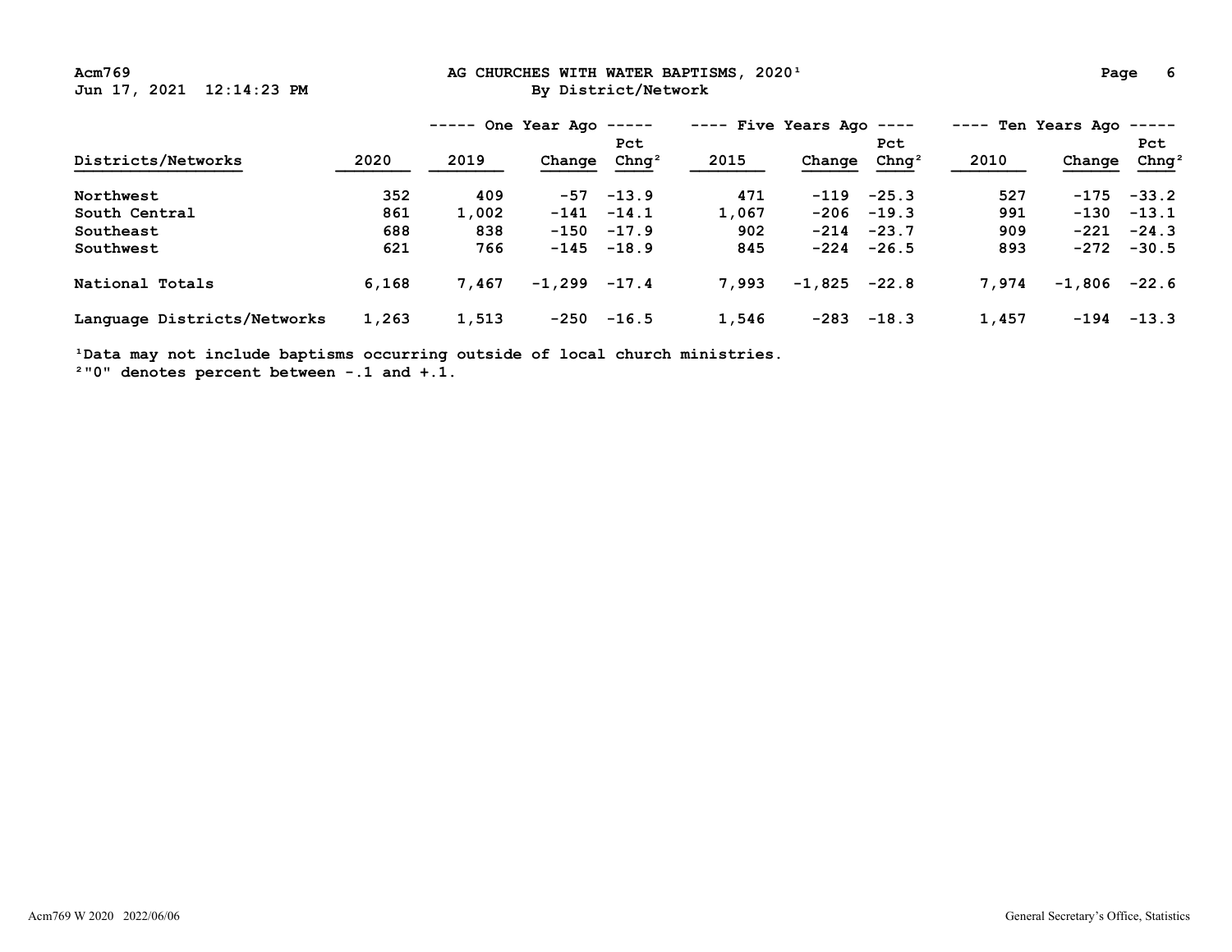# AG CHURCHES WITH WATER BAPTISMS, 2020[1]

## By District/Network

| Districts/Networks | 2020 | One Year Ago 2019 | Change | Pct Chng[2] | Five Years Ago 2015 | Change | Pct Chng[2] | Ten Years Ago 2010 | Change | Pct Chng[2] |
|---|---|---|---|---|---|---|---|---|---|---|
| Northwest | 352 | 409 | -57 | -13.9 | 471 | -119 | -25.3 | 527 | -175 | -33.2 |
| South Central | 861 | 1,002 | -141 | -14.1 | 1,067 | -206 | -19.3 | 991 | -130 | -13.1 |
| Southeast | 688 | 838 | -150 | -17.9 | 902 | -214 | -23.7 | 909 | -221 | -24.3 |
| Southwest | 621 | 766 | -145 | -18.9 | 845 | -224 | -26.5 | 893 | -272 | -30.5 |
| National Totals | 6,168 | 7,467 | -1,299 | -17.4 | 7,993 | -1,825 | -22.8 | 7,974 | -1,806 | -22.6 |
| Language Districts/Networks | 1,263 | 1,513 | -250 | -16.5 | 1,546 | -283 | -18.3 | 1,457 | -194 | -13.3 |

[1]Data may not include baptisms occurring outside of local church ministries.

[2]"0" denotes percent between -.1 and +.1.